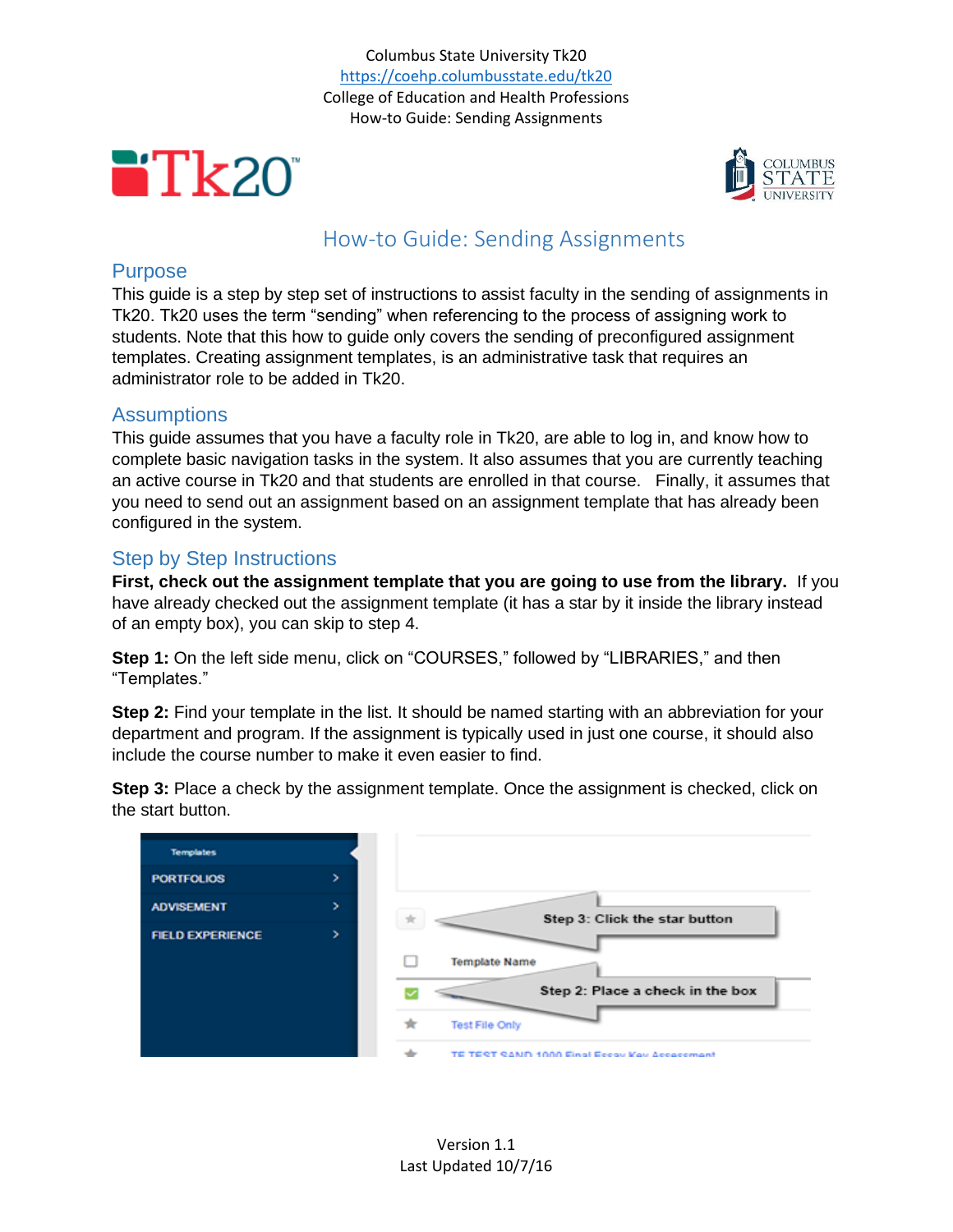Columbus State University Tk20
https://coehp.columbusstate.edu/tk20
College of Education and Health Professions
How-to Guide: Sending Assignments

# How-to Guide: Sending Assignments

## Purpose

This guide is a step by step set of instructions to assist faculty in the sending of assignments in Tk20. Tk20 uses the term "sending" when referencing to the process of assigning work to students. Note that this how to guide only covers the sending of preconfigured assignment templates. Creating assignment templates, is an administrative task that requires an administrator role to be added in Tk20.

## Assumptions

This guide assumes that you have a faculty role in Tk20, are able to log in, and know how to complete basic navigation tasks in the system. It also assumes that you are currently teaching an active course in Tk20 and that students are enrolled in that course. Finally, it assumes that you need to send out an assignment based on an assignment template that has already been configured in the system.

## Step by Step Instructions

**First, check out the assignment template that you are going to use from the library.** If you have already checked out the assignment template (it has a star by it inside the library instead of an empty box), you can skip to step 4.

**Step 1:** On the left side menu, click on "COURSES," followed by "LIBRARIES," and then "Templates."

**Step 2:** Find your template in the list. It should be named starting with an abbreviation for your department and program. If the assignment is typically used in just one course, it should also include the course number to make it even easier to find.

**Step 3:** Place a check by the assignment template. Once the assignment is checked, click on the start button.

Templates
PORTFOLIOS
ADVISEMENT
FIELD EXPERIENCE

Step 3: Click the star button

Template Name

Step 2: Place a check in the box

Test File Only

TE TEST SAND 1000 Final Essay Key Assessment

Version 1.1
Last Updated 10/7/16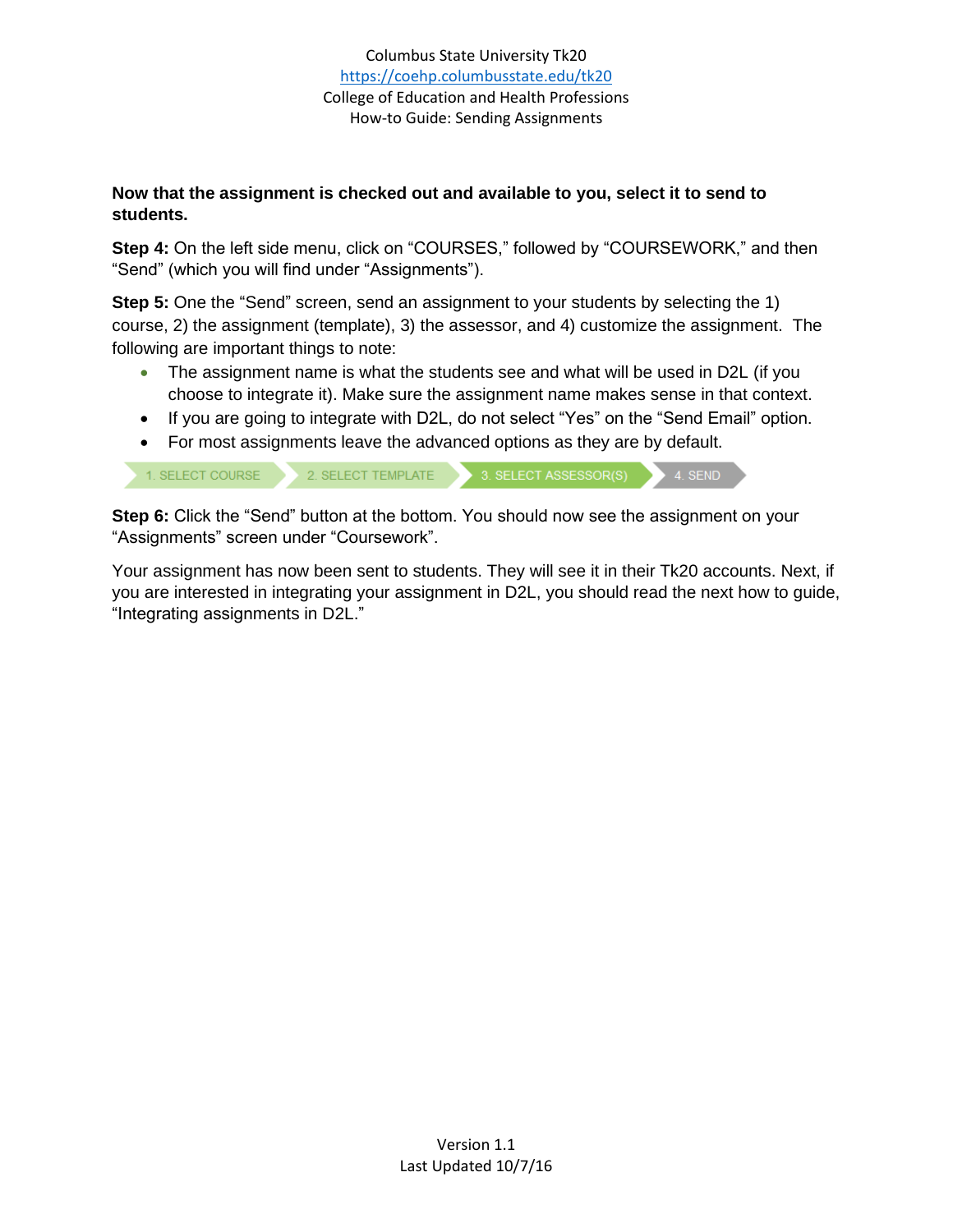**Now that the assignment is checked out and available to you, select it to send to students.**

**Step 4:** On the left side menu, click on "COURSES," followed by "COURSEWORK," and then "Send" (which you will find under "Assignments").

**Step 5:** One the "Send" screen, send an assignment to your students by selecting the 1) course, 2) the assignment (template), 3) the assessor, and 4) customize the assignment. The following are important things to note:

- The assignment name is what the students see and what will be used in D2L (if you choose to integrate it). Make sure the assignment name makes sense in that context.
- If you are going to integrate with D2L, do not select "Yes" on the "Send Email" option.
- For most assignments leave the advanced options as they are by default.

1. SELECT COURSE → 2. SELECT TEMPLATE → 3. SELECT ASSESSOR(S) → 4. SEND

**Step 6:** Click the "Send" button at the bottom. You should now see the assignment on your "Assignments" screen under "Coursework".

Your assignment has now been sent to students. They will see it in their Tk20 accounts. Next, if you are interested in integrating your assignment in D2L, you should read the next how to guide, "Integrating assignments in D2L."